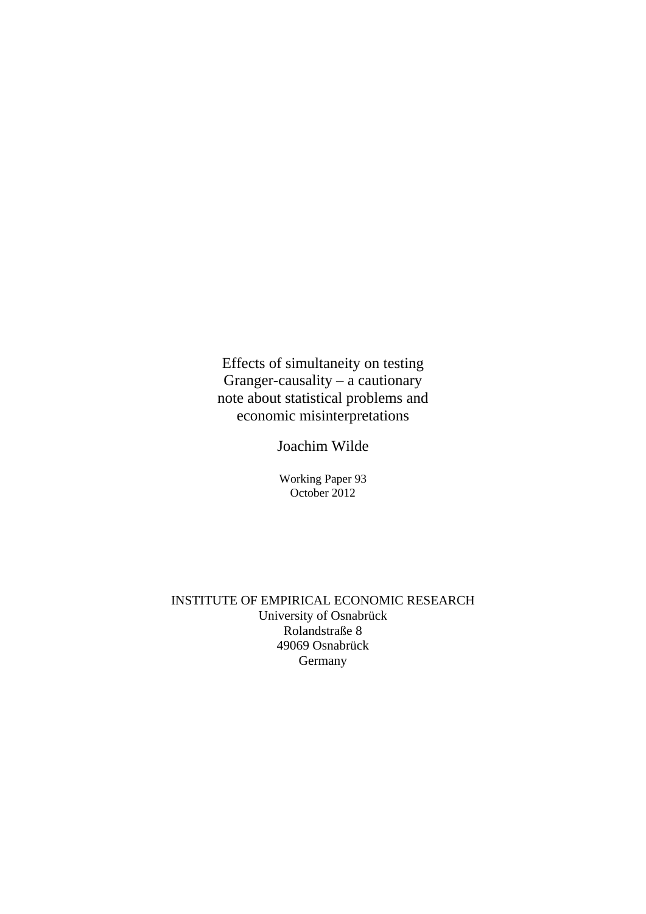# Effects of simultaneity on testing Granger-causality – a cautionary note about statistical problems and economic misinterpretations

Joachim Wilde

Working Paper 93
October 2012

INSTITUTE OF EMPIRICAL ECONOMIC RESEARCH
University of Osnabrück
Rolandstraße 8
49069 Osnabrück
Germany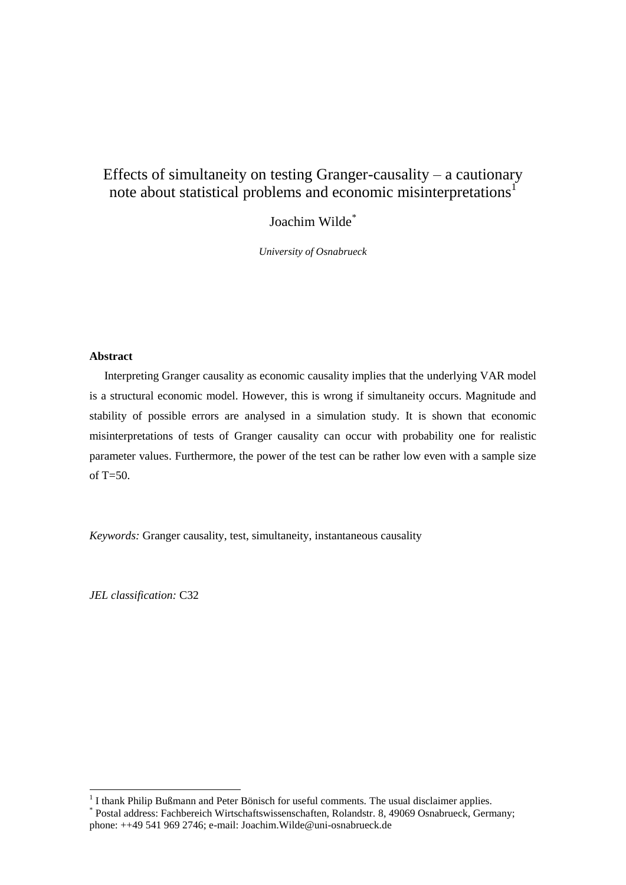# Effects of simultaneity on testing Granger-causality – a cautionary note about statistical problems and economic misinterpretations[1]

Joachim Wilde[*]

*University of Osnabrueck*

**Abstract**

Interpreting Granger causality as economic causality implies that the underlying VAR model is a structural economic model. However, this is wrong if simultaneity occurs. Magnitude and stability of possible errors are analysed in a simulation study. It is shown that economic misinterpretations of tests of Granger causality can occur with probability one for realistic parameter values. Furthermore, the power of the test can be rather low even with a sample size of T=50.

*Keywords:* Granger causality, test, simultaneity, instantaneous causality

*JEL classification:* C32

---

[1] I thank Philip Bußmann and Peter Bönisch for useful comments. The usual disclaimer applies.

[*] Postal address: Fachbereich Wirtschaftswissenschaften, Rolandstr. 8, 49069 Osnabrueck, Germany; phone: ++49 541 969 2746; e-mail: Joachim.Wilde@uni-osnabrueck.de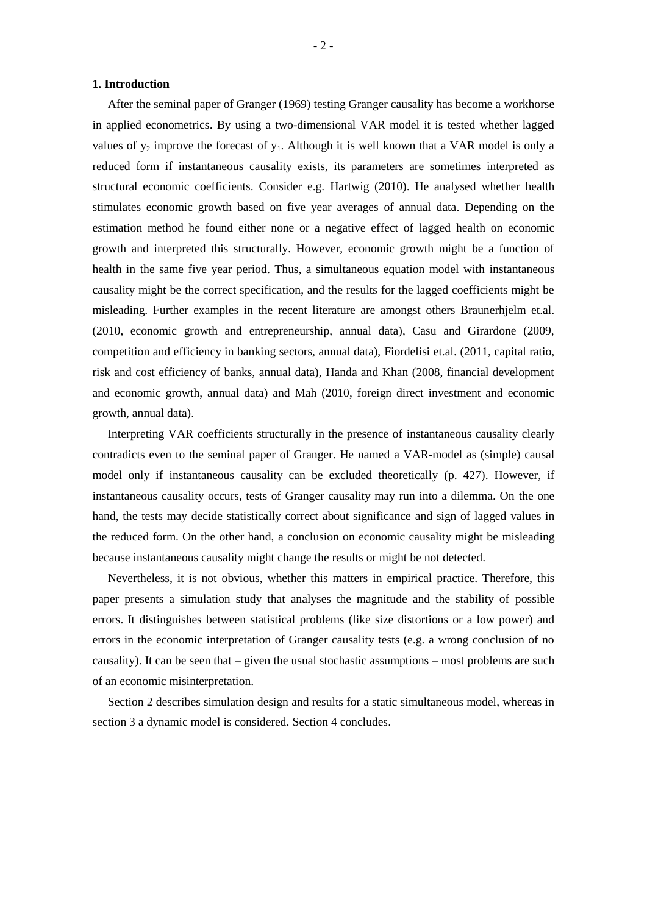## 1. Introduction

After the seminal paper of Granger (1969) testing Granger causality has become a workhorse in applied econometrics. By using a two-dimensional VAR model it is tested whether lagged values of $y_2$ improve the forecast of $y_1$. Although it is well known that a VAR model is only a reduced form if instantaneous causality exists, its parameters are sometimes interpreted as structural economic coefficients. Consider e.g. Hartwig (2010). He analysed whether health stimulates economic growth based on five year averages of annual data. Depending on the estimation method he found either none or a negative effect of lagged health on economic growth and interpreted this structurally. However, economic growth might be a function of health in the same five year period. Thus, a simultaneous equation model with instantaneous causality might be the correct specification, and the results for the lagged coefficients might be misleading. Further examples in the recent literature are amongst others Braunerhjelm et.al. (2010, economic growth and entrepreneurship, annual data), Casu and Girardone (2009, competition and efficiency in banking sectors, annual data), Fiordelisi et.al. (2011, capital ratio, risk and cost efficiency of banks, annual data), Handa and Khan (2008, financial development and economic growth, annual data) and Mah (2010, foreign direct investment and economic growth, annual data).

Interpreting VAR coefficients structurally in the presence of instantaneous causality clearly contradicts even to the seminal paper of Granger. He named a VAR-model as (simple) causal model only if instantaneous causality can be excluded theoretically (p. 427). However, if instantaneous causality occurs, tests of Granger causality may run into a dilemma. On the one hand, the tests may decide statistically correct about significance and sign of lagged values in the reduced form. On the other hand, a conclusion on economic causality might be misleading because instantaneous causality might change the results or might be not detected.

Nevertheless, it is not obvious, whether this matters in empirical practice. Therefore, this paper presents a simulation study that analyses the magnitude and the stability of possible errors. It distinguishes between statistical problems (like size distortions or a low power) and errors in the economic interpretation of Granger causality tests (e.g. a wrong conclusion of no causality). It can be seen that – given the usual stochastic assumptions – most problems are such of an economic misinterpretation.

Section 2 describes simulation design and results for a static simultaneous model, whereas in section 3 a dynamic model is considered. Section 4 concludes.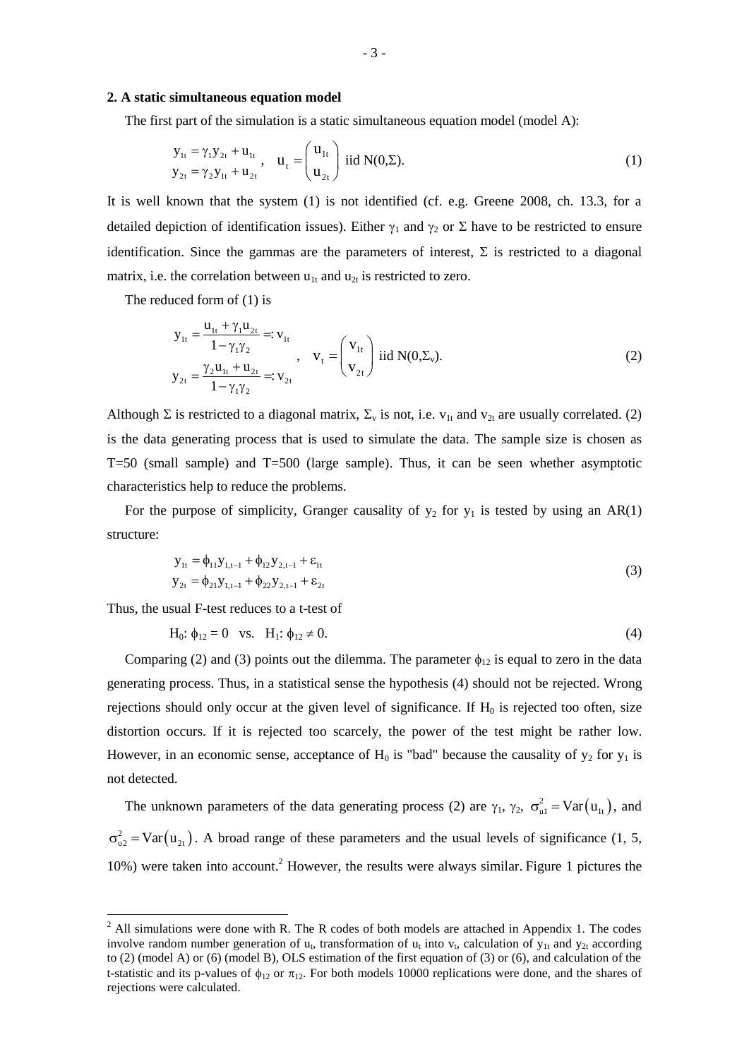## 2. A static simultaneous equation model

The first part of the simulation is a static simultaneous equation model (model A):

$$\begin{aligned} y_{1t} &= \gamma_1 y_{2t} + u_{1t} \\ y_{2t} &= \gamma_2 y_{1t} + u_{2t} \end{aligned}, \quad u_t = \begin{pmatrix} u_{1t} \\ u_{2t} \end{pmatrix} \text{ iid N}(0,\Sigma). \tag{1}$$

It is well known that the system (1) is not identified (cf. e.g. Greene 2008, ch. 13.3, for a detailed depiction of identification issues). Either $\gamma_1$ and $\gamma_2$ or $\Sigma$ have to be restricted to ensure identification. Since the gammas are the parameters of interest, $\Sigma$ is restricted to a diagonal matrix, i.e. the correlation between $u_{1t}$ and $u_{2t}$ is restricted to zero.

The reduced form of (1) is

$$\begin{aligned} y_{1t} &= \frac{u_{1t} + \gamma_1 u_{2t}}{1-\gamma_1\gamma_2} =: v_{1t} \\ y_{2t} &= \frac{\gamma_2 u_{1t} + u_{2t}}{1-\gamma_1\gamma_2} =: v_{2t} \end{aligned}, \quad v_t = \begin{pmatrix} v_{1t} \\ v_{2t} \end{pmatrix} \text{ iid N}(0,\Sigma_v). \tag{2}$$

Although $\Sigma$ is restricted to a diagonal matrix, $\Sigma_v$ is not, i.e. $v_{1t}$ and $v_{2t}$ are usually correlated. (2) is the data generating process that is used to simulate the data. The sample size is chosen as T=50 (small sample) and T=500 (large sample). Thus, it can be seen whether asymptotic characteristics help to reduce the problems.

For the purpose of simplicity, Granger causality of $y_2$ for $y_1$ is tested by using an AR(1) structure:

$$\begin{aligned} y_{1t} &= \phi_{11} y_{1,t-1} + \phi_{12} y_{2,t-1} + \varepsilon_{1t} \\ y_{2t} &= \phi_{21} y_{1,t-1} + \phi_{22} y_{2,t-1} + \varepsilon_{2t} \end{aligned} \tag{3}$$

Thus, the usual F-test reduces to a t-test of

$$H_0\text{: } \phi_{12} = 0 \quad \text{vs.} \quad H_1\text{: } \phi_{12} \neq 0. \tag{4}$$

Comparing (2) and (3) points out the dilemma. The parameter $\phi_{12}$ is equal to zero in the data generating process. Thus, in a statistical sense the hypothesis (4) should not be rejected. Wrong rejections should only occur at the given level of significance. If $H_0$ is rejected too often, size distortion occurs. If it is rejected too scarcely, the power of the test might be rather low. However, in an economic sense, acceptance of $H_0$ is "bad" because the causality of $y_2$ for $y_1$ is not detected.

The unknown parameters of the data generating process (2) are $\gamma_1$, $\gamma_2$, $\sigma_{u1}^2 = \text{Var}(u_{1t})$, and $\sigma_{u2}^2 = \text{Var}(u_{2t})$. A broad range of these parameters and the usual levels of significance (1, 5, 10%) were taken into account.[2] However, the results were always similar. Figure 1 pictures the

[2] All simulations were done with R. The R codes of both models are attached in Appendix 1. The codes involve random number generation of $u_t$, transformation of $u_t$ into $v_t$, calculation of $y_{1t}$ and $y_{2t}$ according to (2) (model A) or (6) (model B), OLS estimation of the first equation of (3) or (6), and calculation of the t-statistic and its p-values of $\phi_{12}$ or $\pi_{12}$. For both models 10000 replications were done, and the shares of rejections were calculated.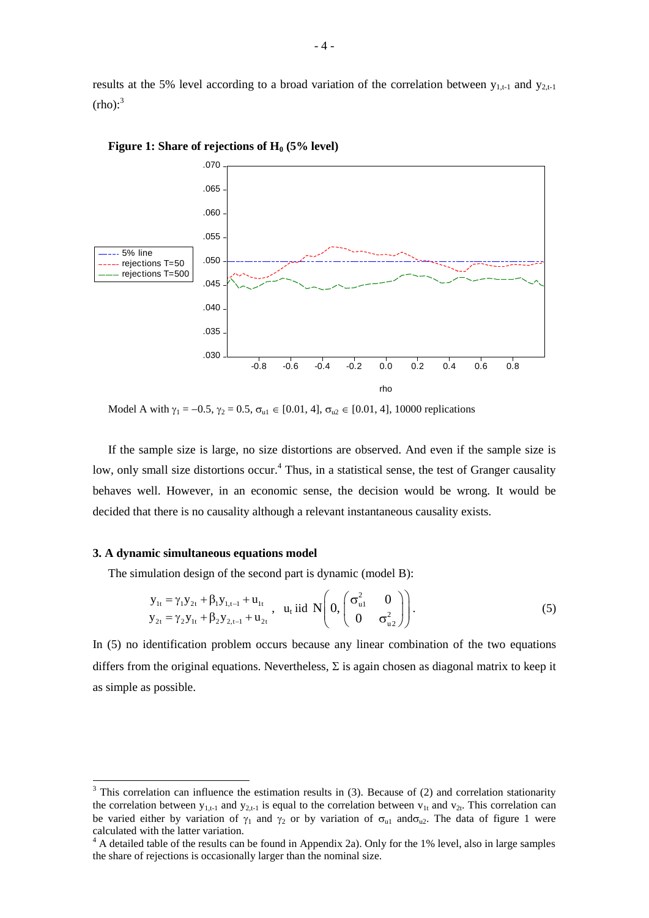results at the 5% level according to a broad variation of the correlation between $y_{1,t-1}$ and $y_{2,t-1}$ (rho):[3]

**Figure 1: Share of rejections of $H_0$ (5% level)**

Model A with $\gamma_1 = -0.5$, $\gamma_2 = 0.5$, $\sigma_{u1} \in [0.01, 4]$, $\sigma_{u2} \in [0.01, 4]$, 10000 replications

If the sample size is large, no size distortions are observed. And even if the sample size is low, only small size distortions occur.[4] Thus, in a statistical sense, the test of Granger causality behaves well. However, in an economic sense, the decision would be wrong. It would be decided that there is no causality although a relevant instantaneous causality exists.

### 3. A dynamic simultaneous equations model

The simulation design of the second part is dynamic (model B):

$$\begin{aligned} y_{1t} &= \gamma_1 y_{2t} + \beta_1 y_{1,t-1} + u_{1t} \\ y_{2t} &= \gamma_2 y_{1t} + \beta_2 y_{2,t-1} + u_{2t} \end{aligned}, \quad u_t \text{ iid } N\left(0, \begin{pmatrix} \sigma_{u1}^2 & 0 \\ 0 & \sigma_{u2}^2 \end{pmatrix}\right). \tag{5}$$

In (5) no identification problem occurs because any linear combination of the two equations differs from the original equations. Nevertheless, $\Sigma$ is again chosen as diagonal matrix to keep it as simple as possible.

---

[3] This correlation can influence the estimation results in (3). Because of (2) and correlation stationarity the correlation between $y_{1,t-1}$ and $y_{2,t-1}$ is equal to the correlation between $v_{1t}$ and $v_{2t}$. This correlation can be varied either by variation of $\gamma_1$ and $\gamma_2$ or by variation of $\sigma_{u1}$ and $\sigma_{u2}$. The data of figure 1 were calculated with the latter variation.

[4] A detailed table of the results can be found in Appendix 2a). Only for the 1% level, also in large samples the share of rejections is occasionally larger than the nominal size.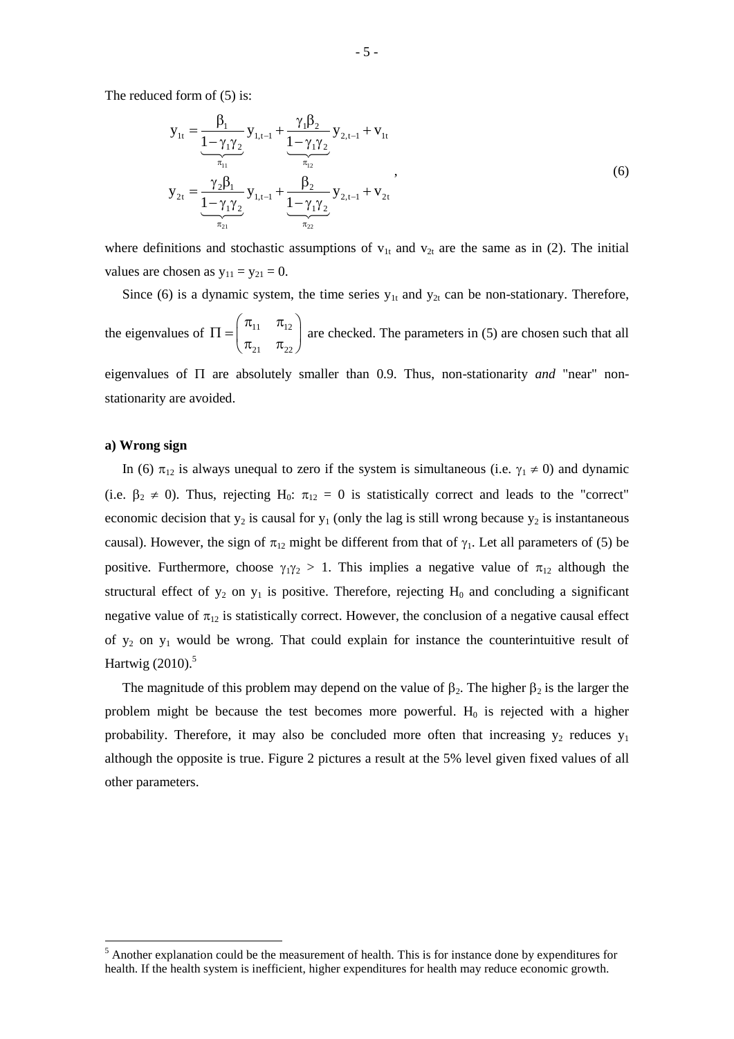The reduced form of (5) is:

$$
\begin{aligned}
y_{1t} &= \underbrace{\frac{\beta_1}{1-\gamma_1\gamma_2}}_{\pi_{11}} y_{1,t-1} + \underbrace{\frac{\gamma_1\beta_2}{1-\gamma_1\gamma_2}}_{\pi_{12}} y_{2,t-1} + v_{1t} \\
y_{2t} &= \underbrace{\frac{\gamma_2\beta_1}{1-\gamma_1\gamma_2}}_{\pi_{21}} y_{1,t-1} + \underbrace{\frac{\beta_2}{1-\gamma_1\gamma_2}}_{\pi_{22}} y_{2,t-1} + v_{2t}
\end{aligned}
, \tag{6}
$$

where definitions and stochastic assumptions of $v_{1t}$ and $v_{2t}$ are the same as in (2). The initial values are chosen as $y_{11} = y_{21} = 0$.

Since (6) is a dynamic system, the time series $y_{1t}$ and $y_{2t}$ can be non-stationary. Therefore, the eigenvalues of $\Pi = \begin{pmatrix} \pi_{11} & \pi_{12} \\ \pi_{21} & \pi_{22} \end{pmatrix}$ are checked. The parameters in (5) are chosen such that all eigenvalues of $\Pi$ are absolutely smaller than 0.9. Thus, non-stationarity *and* "near" non-stationarity are avoided.

**a) Wrong sign**

In (6) $\pi_{12}$ is always unequal to zero if the system is simultaneous (i.e. $\gamma_1 \neq 0$) and dynamic (i.e. $\beta_2 \neq 0$). Thus, rejecting $H_0$: $\pi_{12} = 0$ is statistically correct and leads to the "correct" economic decision that $y_2$ is causal for $y_1$ (only the lag is still wrong because $y_2$ is instantaneous causal). However, the sign of $\pi_{12}$ might be different from that of $\gamma_1$. Let all parameters of (5) be positive. Furthermore, choose $\gamma_1\gamma_2 > 1$. This implies a negative value of $\pi_{12}$ although the structural effect of $y_2$ on $y_1$ is positive. Therefore, rejecting $H_0$ and concluding a significant negative value of $\pi_{12}$ is statistically correct. However, the conclusion of a negative causal effect of $y_2$ on $y_1$ would be wrong. That could explain for instance the counterintuitive result of Hartwig (2010).[5]

The magnitude of this problem may depend on the value of $\beta_2$. The higher $\beta_2$ is the larger the problem might be because the test becomes more powerful. $H_0$ is rejected with a higher probability. Therefore, it may also be concluded more often that increasing $y_2$ reduces $y_1$ although the opposite is true. Figure 2 pictures a result at the 5% level given fixed values of all other parameters.

[5] Another explanation could be the measurement of health. This is for instance done by expenditures for health. If the health system is inefficient, higher expenditures for health may reduce economic growth.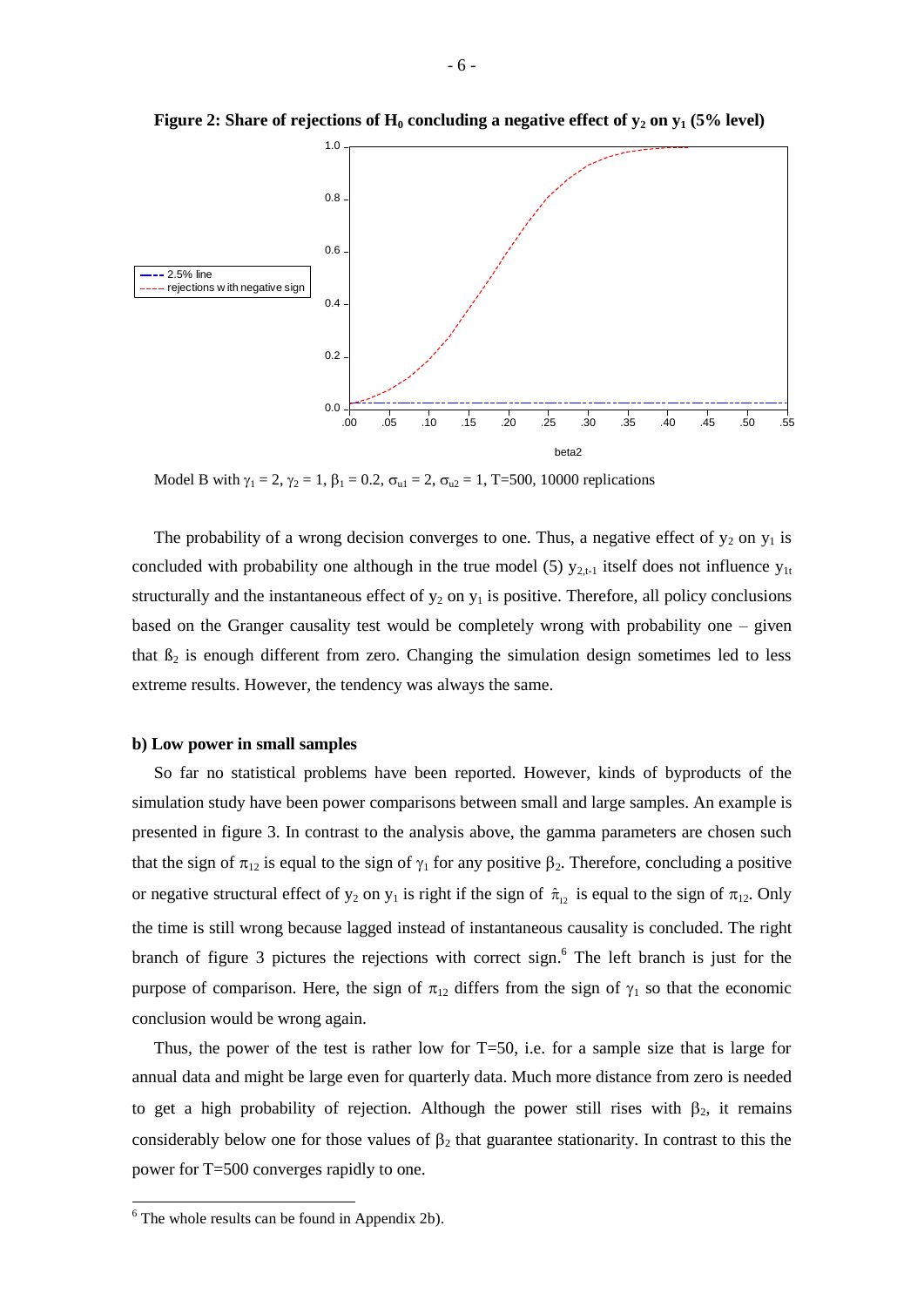**Figure 2: Share of rejections of $H_0$ concluding a negative effect of $y_2$ on $y_1$ (5% level)**

Model B with $\gamma_1 = 2$, $\gamma_2 = 1$, $\beta_1 = 0.2$, $\sigma_{u1} = 2$, $\sigma_{u2} = 1$, T=500, 10000 replications

The probability of a wrong decision converges to one. Thus, a negative effect of $y_2$ on $y_1$ is concluded with probability one although in the true model (5) $y_{2,t-1}$ itself does not influence $y_{1t}$ structurally and the instantaneous effect of $y_2$ on $y_1$ is positive. Therefore, all policy conclusions based on the Granger causality test would be completely wrong with probability one – given that $ß_2$ is enough different from zero. Changing the simulation design sometimes led to less extreme results. However, the tendency was always the same.

**b) Low power in small samples**

So far no statistical problems have been reported. However, kinds of byproducts of the simulation study have been power comparisons between small and large samples. An example is presented in figure 3. In contrast to the analysis above, the gamma parameters are chosen such that the sign of $\pi_{12}$ is equal to the sign of $\gamma_1$ for any positive $\beta_2$. Therefore, concluding a positive or negative structural effect of $y_2$ on $y_1$ is right if the sign of $\hat{\pi}_{12}$ is equal to the sign of $\pi_{12}$. Only the time is still wrong because lagged instead of instantaneous causality is concluded. The right branch of figure 3 pictures the rejections with correct sign.[6] The left branch is just for the purpose of comparison. Here, the sign of $\pi_{12}$ differs from the sign of $\gamma_1$ so that the economic conclusion would be wrong again.

Thus, the power of the test is rather low for T=50, i.e. for a sample size that is large for annual data and might be large even for quarterly data. Much more distance from zero is needed to get a high probability of rejection. Although the power still rises with $\beta_2$, it remains considerably below one for those values of $\beta_2$ that guarantee stationarity. In contrast to this the power for T=500 converges rapidly to one.

[6] The whole results can be found in Appendix 2b).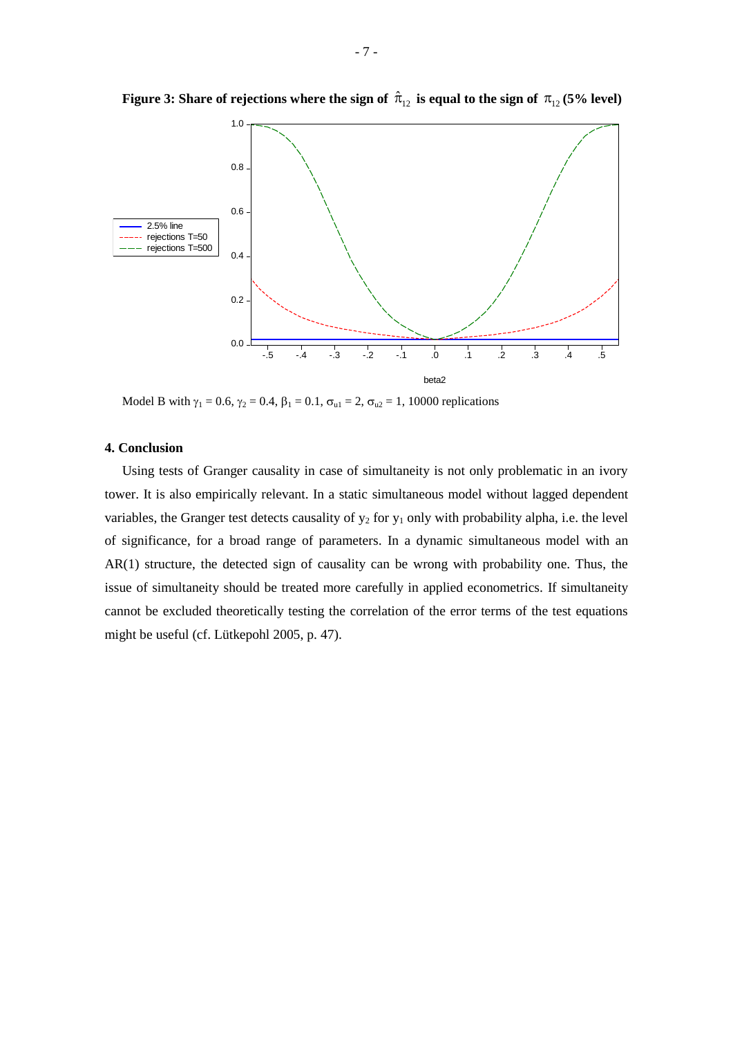**Figure 3: Share of rejections where the sign of $\hat{\pi}_{12}$ is equal to the sign of $\pi_{12}$ (5% level)**

Model B with $\gamma_1 = 0.6$, $\gamma_2 = 0.4$, $\beta_1 = 0.1$, $\sigma_{u1} = 2$, $\sigma_{u2} = 1$, 10000 replications

## 4. Conclusion

Using tests of Granger causality in case of simultaneity is not only problematic in an ivory tower. It is also empirically relevant. In a static simultaneous model without lagged dependent variables, the Granger test detects causality of $y_2$ for $y_1$ only with probability alpha, i.e. the level of significance, for a broad range of parameters. In a dynamic simultaneous model with an AR(1) structure, the detected sign of causality can be wrong with probability one. Thus, the issue of simultaneity should be treated more carefully in applied econometrics. If simultaneity cannot be excluded theoretically testing the correlation of the error terms of the test equations might be useful (cf. Lütkepohl 2005, p. 47).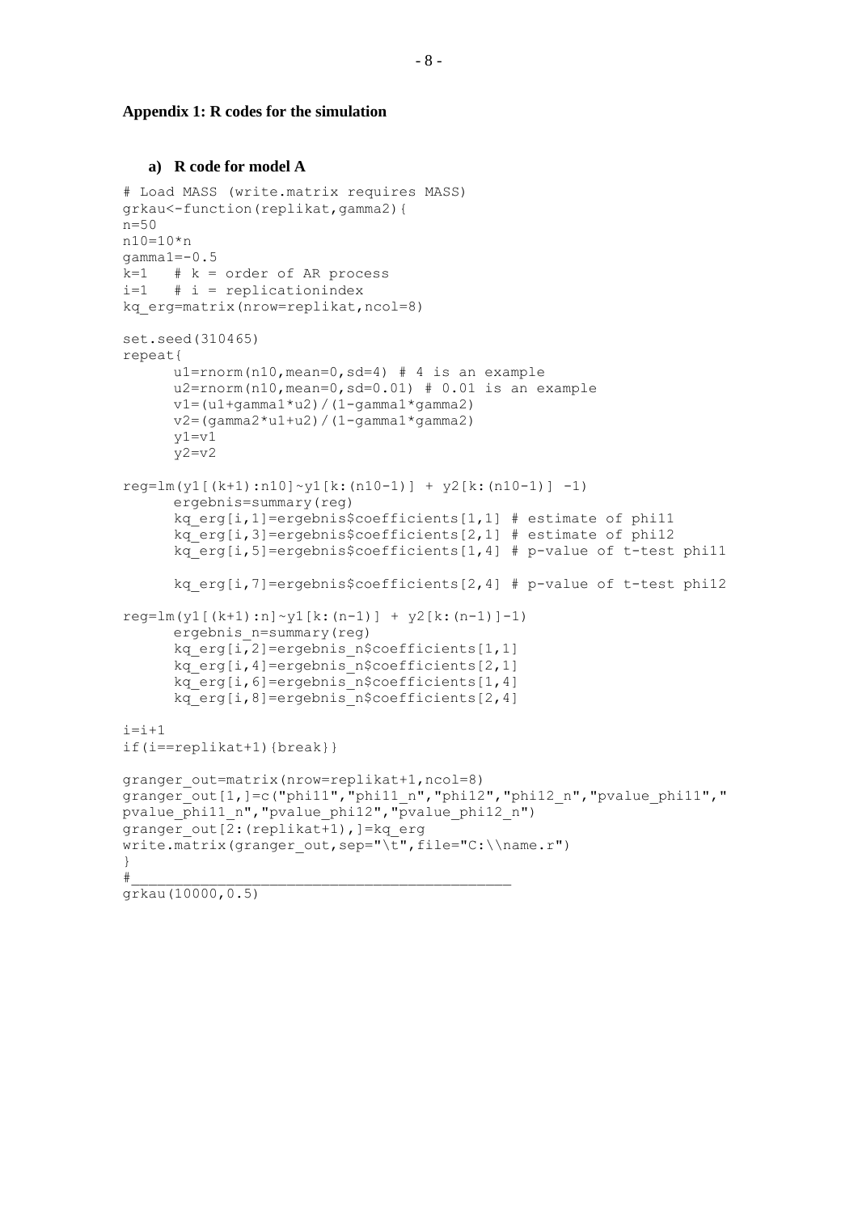## Appendix 1: R codes for the simulation

### a) R code for model A

```
# Load MASS (write.matrix requires MASS)
grkau<-function(replikat,gamma2){
n=50
n10=10*n
gamma1=-0.5
k=1   # k = order of AR process
i=1   # i = replicationindex
kq_erg=matrix(nrow=replikat,ncol=8)

set.seed(310465)
repeat{
      u1=rnorm(n10,mean=0,sd=4) # 4 is an example
      u2=rnorm(n10,mean=0,sd=0.01) # 0.01 is an example
      v1=(u1+gamma1*u2)/(1-gamma1*gamma2)
      v2=(gamma2*u1+u2)/(1-gamma1*gamma2)
      y1=v1
      y2=v2

reg=lm(y1[(k+1):n10]~y1[k:(n10-1)] + y2[k:(n10-1)] -1)
      ergebnis=summary(reg)
      kq_erg[i,1]=ergebnis$coefficients[1,1] # estimate of phi11
      kq_erg[i,3]=ergebnis$coefficients[2,1] # estimate of phi12
      kq_erg[i,5]=ergebnis$coefficients[1,4] # p-value of t-test phi11

      kq_erg[i,7]=ergebnis$coefficients[2,4] # p-value of t-test phi12

reg=lm(y1[(k+1):n]~y1[k:(n-1)] + y2[k:(n-1)]-1)
      ergebnis_n=summary(reg)
      kq_erg[i,2]=ergebnis_n$coefficients[1,1]
      kq_erg[i,4]=ergebnis_n$coefficients[2,1]
      kq_erg[i,6]=ergebnis_n$coefficients[1,4]
      kq_erg[i,8]=ergebnis_n$coefficients[2,4]

i=i+1
if(i==replikat+1){break}}

granger_out=matrix(nrow=replikat+1,ncol=8)
granger_out[1,]=c("phi11","phi11_n","phi12","phi12_n","pvalue_phi11","
pvalue_phi11_n","pvalue_phi12","pvalue_phi12_n")
granger_out[2:(replikat+1),]=kq_erg
write.matrix(granger_out,sep="\t",file="C:\\name.r")
}
#_______________________________________________
grkau(10000,0.5)
```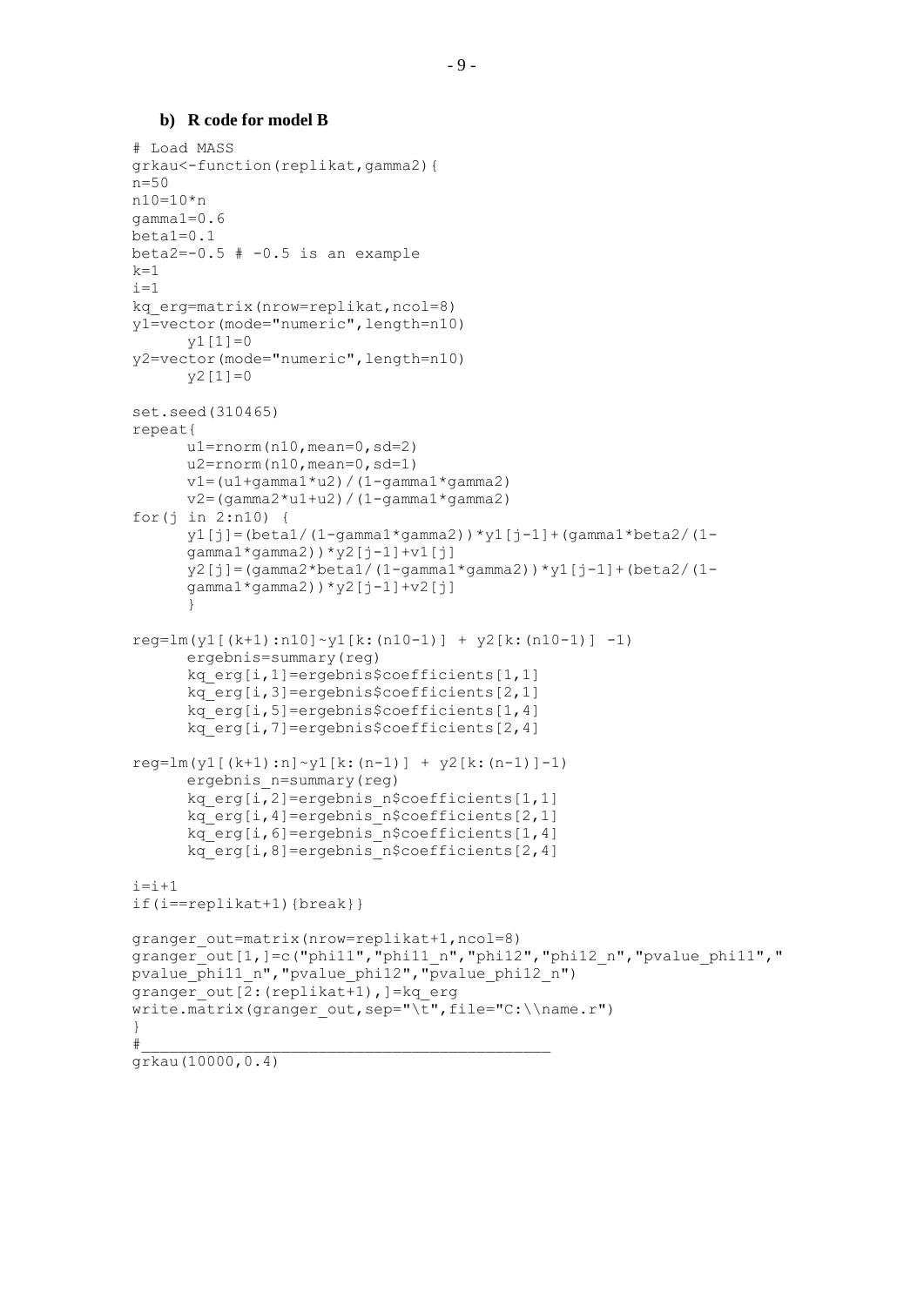**b) R code for model B**

```
# Load MASS
grkau<-function(replikat,gamma2){
n=50
n10=10*n
gamma1=0.6
beta1=0.1
beta2=-0.5 # -0.5 is an example
k=1
i=1
kq_erg=matrix(nrow=replikat,ncol=8)
y1=vector(mode="numeric",length=n10)
      y1[1]=0
y2=vector(mode="numeric",length=n10)
      y2[1]=0

set.seed(310465)
repeat{
      u1=rnorm(n10,mean=0,sd=2)
      u2=rnorm(n10,mean=0,sd=1)
      v1=(u1+gamma1*u2)/(1-gamma1*gamma2)
      v2=(gamma2*u1+u2)/(1-gamma1*gamma2)
for(j in 2:n10) {
      y1[j]=(beta1/(1-gamma1*gamma2))*y1[j-1]+(gamma1*beta2/(1-
      gamma1*gamma2))*y2[j-1]+v1[j]
      y2[j]=(gamma2*beta1/(1-gamma1*gamma2))*y1[j-1]+(beta2/(1-
      gamma1*gamma2))*y2[j-1]+v2[j]
      }

reg=lm(y1[(k+1):n10]~y1[k:(n10-1)] + y2[k:(n10-1)] -1)
      ergebnis=summary(reg)
      kq_erg[i,1]=ergebnis$coefficients[1,1]
      kq_erg[i,3]=ergebnis$coefficients[2,1]
      kq_erg[i,5]=ergebnis$coefficients[1,4]
      kq_erg[i,7]=ergebnis$coefficients[2,4]

reg=lm(y1[(k+1):n]~y1[k:(n-1)] + y2[k:(n-1)]-1)
      ergebnis_n=summary(reg)
      kq_erg[i,2]=ergebnis_n$coefficients[1,1]
      kq_erg[i,4]=ergebnis_n$coefficients[2,1]
      kq_erg[i,6]=ergebnis_n$coefficients[1,4]
      kq_erg[i,8]=ergebnis_n$coefficients[2,4]

i=i+1
if(i==replikat+1){break}}

granger_out=matrix(nrow=replikat+1,ncol=8)
granger_out[1,]=c("phi11","phi11_n","phi12","phi12_n","pvalue_phi11","
pvalue_phi11_n","pvalue_phi12","pvalue_phi12_n")
granger_out[2:(replikat+1),]=kq_erg
write.matrix(granger_out,sep="\t",file="C:\\name.r")
}
#_____________________________________________
grkau(10000,0.4)
```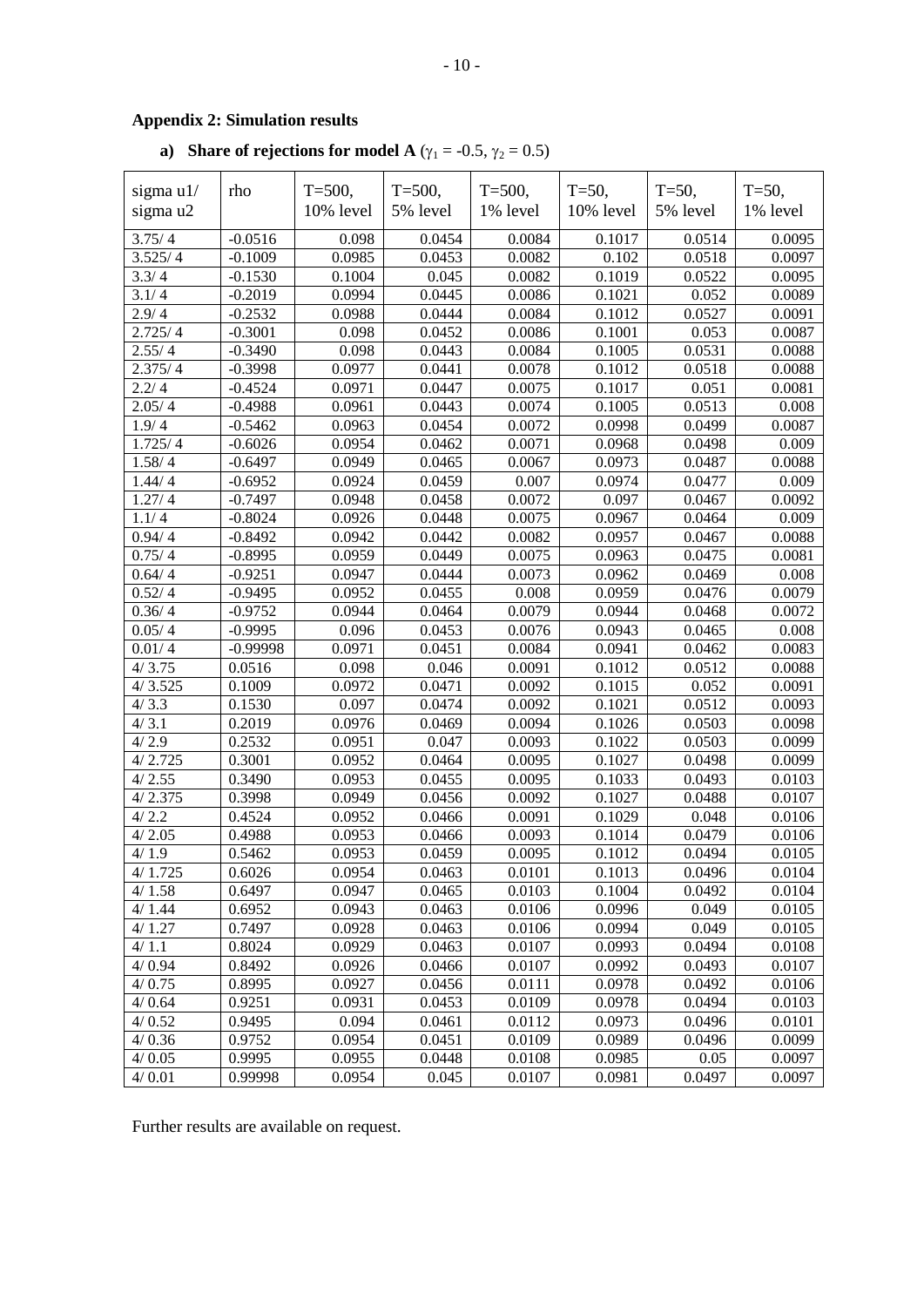## Appendix 2: Simulation results

### a) Share of rejections for model A ($\gamma_1$ = -0.5, $\gamma_2$ = 0.5)

| sigma u1/ sigma u2 | rho | T=500, 10% level | T=500, 5% level | T=500, 1% level | T=50, 10% level | T=50, 5% level | T=50, 1% level |
|---|---|---|---|---|---|---|---|
| 3.75/ 4 | -0.0516 | 0.098 | 0.0454 | 0.0084 | 0.1017 | 0.0514 | 0.0095 |
| 3.525/ 4 | -0.1009 | 0.0985 | 0.0453 | 0.0082 | 0.102 | 0.0518 | 0.0097 |
| 3.3/ 4 | -0.1530 | 0.1004 | 0.045 | 0.0082 | 0.1019 | 0.0522 | 0.0095 |
| 3.1/ 4 | -0.2019 | 0.0994 | 0.0445 | 0.0086 | 0.1021 | 0.052 | 0.0089 |
| 2.9/ 4 | -0.2532 | 0.0988 | 0.0444 | 0.0084 | 0.1012 | 0.0527 | 0.0091 |
| 2.725/ 4 | -0.3001 | 0.098 | 0.0452 | 0.0086 | 0.1001 | 0.053 | 0.0087 |
| 2.55/ 4 | -0.3490 | 0.098 | 0.0443 | 0.0084 | 0.1005 | 0.0531 | 0.0088 |
| 2.375/ 4 | -0.3998 | 0.0977 | 0.0441 | 0.0078 | 0.1012 | 0.0518 | 0.0088 |
| 2.2/ 4 | -0.4524 | 0.0971 | 0.0447 | 0.0075 | 0.1017 | 0.051 | 0.0081 |
| 2.05/ 4 | -0.4988 | 0.0961 | 0.0443 | 0.0074 | 0.1005 | 0.0513 | 0.008 |
| 1.9/ 4 | -0.5462 | 0.0963 | 0.0454 | 0.0072 | 0.0998 | 0.0499 | 0.0087 |
| 1.725/ 4 | -0.6026 | 0.0954 | 0.0462 | 0.0071 | 0.0968 | 0.0498 | 0.009 |
| 1.58/ 4 | -0.6497 | 0.0949 | 0.0465 | 0.0067 | 0.0973 | 0.0487 | 0.0088 |
| 1.44/ 4 | -0.6952 | 0.0924 | 0.0459 | 0.007 | 0.0974 | 0.0477 | 0.009 |
| 1.27/ 4 | -0.7497 | 0.0948 | 0.0458 | 0.0072 | 0.097 | 0.0467 | 0.0092 |
| 1.1/ 4 | -0.8024 | 0.0926 | 0.0448 | 0.0075 | 0.0967 | 0.0464 | 0.009 |
| 0.94/ 4 | -0.8492 | 0.0942 | 0.0442 | 0.0082 | 0.0957 | 0.0467 | 0.0088 |
| 0.75/ 4 | -0.8995 | 0.0959 | 0.0449 | 0.0075 | 0.0963 | 0.0475 | 0.0081 |
| 0.64/ 4 | -0.9251 | 0.0947 | 0.0444 | 0.0073 | 0.0962 | 0.0469 | 0.008 |
| 0.52/ 4 | -0.9495 | 0.0952 | 0.0455 | 0.008 | 0.0959 | 0.0476 | 0.0079 |
| 0.36/ 4 | -0.9752 | 0.0944 | 0.0464 | 0.0079 | 0.0944 | 0.0468 | 0.0072 |
| 0.05/ 4 | -0.9995 | 0.096 | 0.0453 | 0.0076 | 0.0943 | 0.0465 | 0.008 |
| 0.01/ 4 | -0.99998 | 0.0971 | 0.0451 | 0.0084 | 0.0941 | 0.0462 | 0.0083 |
| 4/ 3.75 | 0.0516 | 0.098 | 0.046 | 0.0091 | 0.1012 | 0.0512 | 0.0088 |
| 4/ 3.525 | 0.1009 | 0.0972 | 0.0471 | 0.0092 | 0.1015 | 0.052 | 0.0091 |
| 4/ 3.3 | 0.1530 | 0.097 | 0.0474 | 0.0092 | 0.1021 | 0.0512 | 0.0093 |
| 4/ 3.1 | 0.2019 | 0.0976 | 0.0469 | 0.0094 | 0.1026 | 0.0503 | 0.0098 |
| 4/ 2.9 | 0.2532 | 0.0951 | 0.047 | 0.0093 | 0.1022 | 0.0503 | 0.0099 |
| 4/ 2.725 | 0.3001 | 0.0952 | 0.0464 | 0.0095 | 0.1027 | 0.0498 | 0.0099 |
| 4/ 2.55 | 0.3490 | 0.0953 | 0.0455 | 0.0095 | 0.1033 | 0.0493 | 0.0103 |
| 4/ 2.375 | 0.3998 | 0.0949 | 0.0456 | 0.0092 | 0.1027 | 0.0488 | 0.0107 |
| 4/ 2.2 | 0.4524 | 0.0952 | 0.0466 | 0.0091 | 0.1029 | 0.048 | 0.0106 |
| 4/ 2.05 | 0.4988 | 0.0953 | 0.0466 | 0.0093 | 0.1014 | 0.0479 | 0.0106 |
| 4/ 1.9 | 0.5462 | 0.0953 | 0.0459 | 0.0095 | 0.1012 | 0.0494 | 0.0105 |
| 4/ 1.725 | 0.6026 | 0.0954 | 0.0463 | 0.0101 | 0.1013 | 0.0496 | 0.0104 |
| 4/ 1.58 | 0.6497 | 0.0947 | 0.0465 | 0.0103 | 0.1004 | 0.0492 | 0.0104 |
| 4/ 1.44 | 0.6952 | 0.0943 | 0.0463 | 0.0106 | 0.0996 | 0.049 | 0.0105 |
| 4/ 1.27 | 0.7497 | 0.0928 | 0.0463 | 0.0106 | 0.0994 | 0.049 | 0.0105 |
| 4/ 1.1 | 0.8024 | 0.0929 | 0.0463 | 0.0107 | 0.0993 | 0.0494 | 0.0108 |
| 4/ 0.94 | 0.8492 | 0.0926 | 0.0466 | 0.0107 | 0.0992 | 0.0493 | 0.0107 |
| 4/ 0.75 | 0.8995 | 0.0927 | 0.0456 | 0.0111 | 0.0978 | 0.0492 | 0.0106 |
| 4/ 0.64 | 0.9251 | 0.0931 | 0.0453 | 0.0109 | 0.0978 | 0.0494 | 0.0103 |
| 4/ 0.52 | 0.9495 | 0.094 | 0.0461 | 0.0112 | 0.0973 | 0.0496 | 0.0101 |
| 4/ 0.36 | 0.9752 | 0.0954 | 0.0451 | 0.0109 | 0.0989 | 0.0496 | 0.0099 |
| 4/ 0.05 | 0.9995 | 0.0955 | 0.0448 | 0.0108 | 0.0985 | 0.05 | 0.0097 |
| 4/ 0.01 | 0.99998 | 0.0954 | 0.045 | 0.0107 | 0.0981 | 0.0497 | 0.0097 |

Further results are available on request.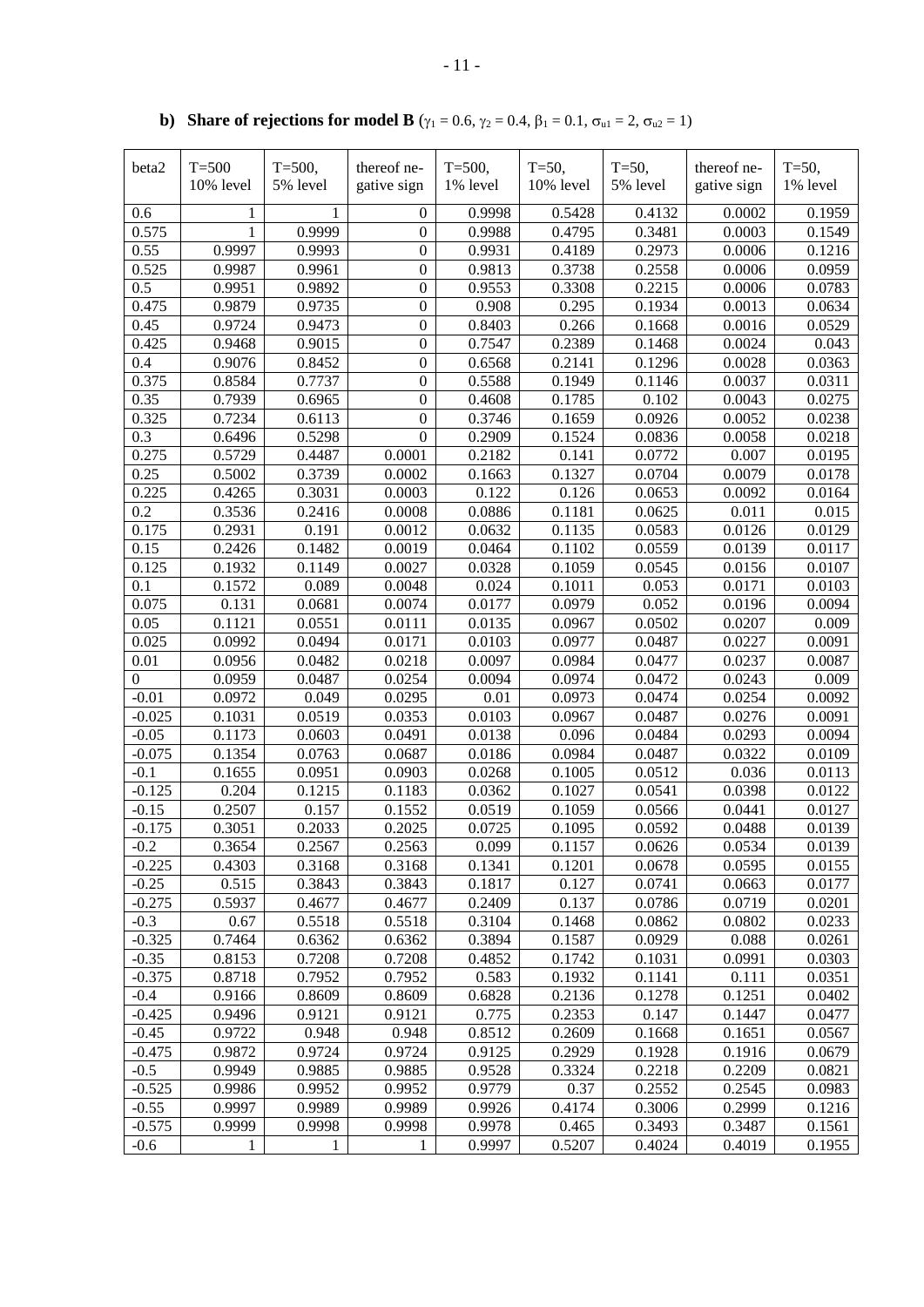**b) Share of rejections for model B** ($\gamma_1 = 0.6$, $\gamma_2 = 0.4$, $\beta_1 = 0.1$, $\sigma_{u1} = 2$, $\sigma_{u2} = 1$)

| beta2 | T=500 10% level | T=500, 5% level | thereof negative sign | T=500, 1% level | T=50, 10% level | T=50, 5% level | thereof negative sign | T=50, 1% level |
|---|---|---|---|---|---|---|---|---|
| 0.6 | 1 | 1 | 0 | 0.9998 | 0.5428 | 0.4132 | 0.0002 | 0.1959 |
| 0.575 | 1 | 0.9999 | 0 | 0.9988 | 0.4795 | 0.3481 | 0.0003 | 0.1549 |
| 0.55 | 0.9997 | 0.9993 | 0 | 0.9931 | 0.4189 | 0.2973 | 0.0006 | 0.1216 |
| 0.525 | 0.9987 | 0.9961 | 0 | 0.9813 | 0.3738 | 0.2558 | 0.0006 | 0.0959 |
| 0.5 | 0.9951 | 0.9892 | 0 | 0.9553 | 0.3308 | 0.2215 | 0.0006 | 0.0783 |
| 0.475 | 0.9879 | 0.9735 | 0 | 0.908 | 0.295 | 0.1934 | 0.0013 | 0.0634 |
| 0.45 | 0.9724 | 0.9473 | 0 | 0.8403 | 0.266 | 0.1668 | 0.0016 | 0.0529 |
| 0.425 | 0.9468 | 0.9015 | 0 | 0.7547 | 0.2389 | 0.1468 | 0.0024 | 0.043 |
| 0.4 | 0.9076 | 0.8452 | 0 | 0.6568 | 0.2141 | 0.1296 | 0.0028 | 0.0363 |
| 0.375 | 0.8584 | 0.7737 | 0 | 0.5588 | 0.1949 | 0.1146 | 0.0037 | 0.0311 |
| 0.35 | 0.7939 | 0.6965 | 0 | 0.4608 | 0.1785 | 0.102 | 0.0043 | 0.0275 |
| 0.325 | 0.7234 | 0.6113 | 0 | 0.3746 | 0.1659 | 0.0926 | 0.0052 | 0.0238 |
| 0.3 | 0.6496 | 0.5298 | 0 | 0.2909 | 0.1524 | 0.0836 | 0.0058 | 0.0218 |
| 0.275 | 0.5729 | 0.4487 | 0.0001 | 0.2182 | 0.141 | 0.0772 | 0.007 | 0.0195 |
| 0.25 | 0.5002 | 0.3739 | 0.0002 | 0.1663 | 0.1327 | 0.0704 | 0.0079 | 0.0178 |
| 0.225 | 0.4265 | 0.3031 | 0.0003 | 0.122 | 0.126 | 0.0653 | 0.0092 | 0.0164 |
| 0.2 | 0.3536 | 0.2416 | 0.0008 | 0.0886 | 0.1181 | 0.0625 | 0.011 | 0.015 |
| 0.175 | 0.2931 | 0.191 | 0.0012 | 0.0632 | 0.1135 | 0.0583 | 0.0126 | 0.0129 |
| 0.15 | 0.2426 | 0.1482 | 0.0019 | 0.0464 | 0.1102 | 0.0559 | 0.0139 | 0.0117 |
| 0.125 | 0.1932 | 0.1149 | 0.0027 | 0.0328 | 0.1059 | 0.0545 | 0.0156 | 0.0107 |
| 0.1 | 0.1572 | 0.089 | 0.0048 | 0.024 | 0.1011 | 0.053 | 0.0171 | 0.0103 |
| 0.075 | 0.131 | 0.0681 | 0.0074 | 0.0177 | 0.0979 | 0.052 | 0.0196 | 0.0094 |
| 0.05 | 0.1121 | 0.0551 | 0.0111 | 0.0135 | 0.0967 | 0.0502 | 0.0207 | 0.009 |
| 0.025 | 0.0992 | 0.0494 | 0.0171 | 0.0103 | 0.0977 | 0.0487 | 0.0227 | 0.0091 |
| 0.01 | 0.0956 | 0.0482 | 0.0218 | 0.0097 | 0.0984 | 0.0477 | 0.0237 | 0.0087 |
| 0 | 0.0959 | 0.0487 | 0.0254 | 0.0094 | 0.0974 | 0.0472 | 0.0243 | 0.009 |
| -0.01 | 0.0972 | 0.049 | 0.0295 | 0.01 | 0.0973 | 0.0474 | 0.0254 | 0.0092 |
| -0.025 | 0.1031 | 0.0519 | 0.0353 | 0.0103 | 0.0967 | 0.0487 | 0.0276 | 0.0091 |
| -0.05 | 0.1173 | 0.0603 | 0.0491 | 0.0138 | 0.096 | 0.0484 | 0.0293 | 0.0094 |
| -0.075 | 0.1354 | 0.0763 | 0.0687 | 0.0186 | 0.0984 | 0.0487 | 0.0322 | 0.0109 |
| -0.1 | 0.1655 | 0.0951 | 0.0903 | 0.0268 | 0.1005 | 0.0512 | 0.036 | 0.0113 |
| -0.125 | 0.204 | 0.1215 | 0.1183 | 0.0362 | 0.1027 | 0.0541 | 0.0398 | 0.0122 |
| -0.15 | 0.2507 | 0.157 | 0.1552 | 0.0519 | 0.1059 | 0.0566 | 0.0441 | 0.0127 |
| -0.175 | 0.3051 | 0.2033 | 0.2025 | 0.0725 | 0.1095 | 0.0592 | 0.0488 | 0.0139 |
| -0.2 | 0.3654 | 0.2567 | 0.2563 | 0.099 | 0.1157 | 0.0626 | 0.0534 | 0.0139 |
| -0.225 | 0.4303 | 0.3168 | 0.3168 | 0.1341 | 0.1201 | 0.0678 | 0.0595 | 0.0155 |
| -0.25 | 0.515 | 0.3843 | 0.3843 | 0.1817 | 0.127 | 0.0741 | 0.0663 | 0.0177 |
| -0.275 | 0.5937 | 0.4677 | 0.4677 | 0.2409 | 0.137 | 0.0786 | 0.0719 | 0.0201 |
| -0.3 | 0.67 | 0.5518 | 0.5518 | 0.3104 | 0.1468 | 0.0862 | 0.0802 | 0.0233 |
| -0.325 | 0.7464 | 0.6362 | 0.6362 | 0.3894 | 0.1587 | 0.0929 | 0.088 | 0.0261 |
| -0.35 | 0.8153 | 0.7208 | 0.7208 | 0.4852 | 0.1742 | 0.1031 | 0.0991 | 0.0303 |
| -0.375 | 0.8718 | 0.7952 | 0.7952 | 0.583 | 0.1932 | 0.1141 | 0.111 | 0.0351 |
| -0.4 | 0.9166 | 0.8609 | 0.8609 | 0.6828 | 0.2136 | 0.1278 | 0.1251 | 0.0402 |
| -0.425 | 0.9496 | 0.9121 | 0.9121 | 0.775 | 0.2353 | 0.147 | 0.1447 | 0.0477 |
| -0.45 | 0.9722 | 0.948 | 0.948 | 0.8512 | 0.2609 | 0.1668 | 0.1651 | 0.0567 |
| -0.475 | 0.9872 | 0.9724 | 0.9724 | 0.9125 | 0.2929 | 0.1928 | 0.1916 | 0.0679 |
| -0.5 | 0.9949 | 0.9885 | 0.9885 | 0.9528 | 0.3324 | 0.2218 | 0.2209 | 0.0821 |
| -0.525 | 0.9986 | 0.9952 | 0.9952 | 0.9779 | 0.37 | 0.2552 | 0.2545 | 0.0983 |
| -0.55 | 0.9997 | 0.9989 | 0.9989 | 0.9926 | 0.4174 | 0.3006 | 0.2999 | 0.1216 |
| -0.575 | 0.9999 | 0.9998 | 0.9998 | 0.9978 | 0.465 | 0.3493 | 0.3487 | 0.1561 |
| -0.6 | 1 | 1 | 1 | 0.9997 | 0.5207 | 0.4024 | 0.4019 | 0.1955 |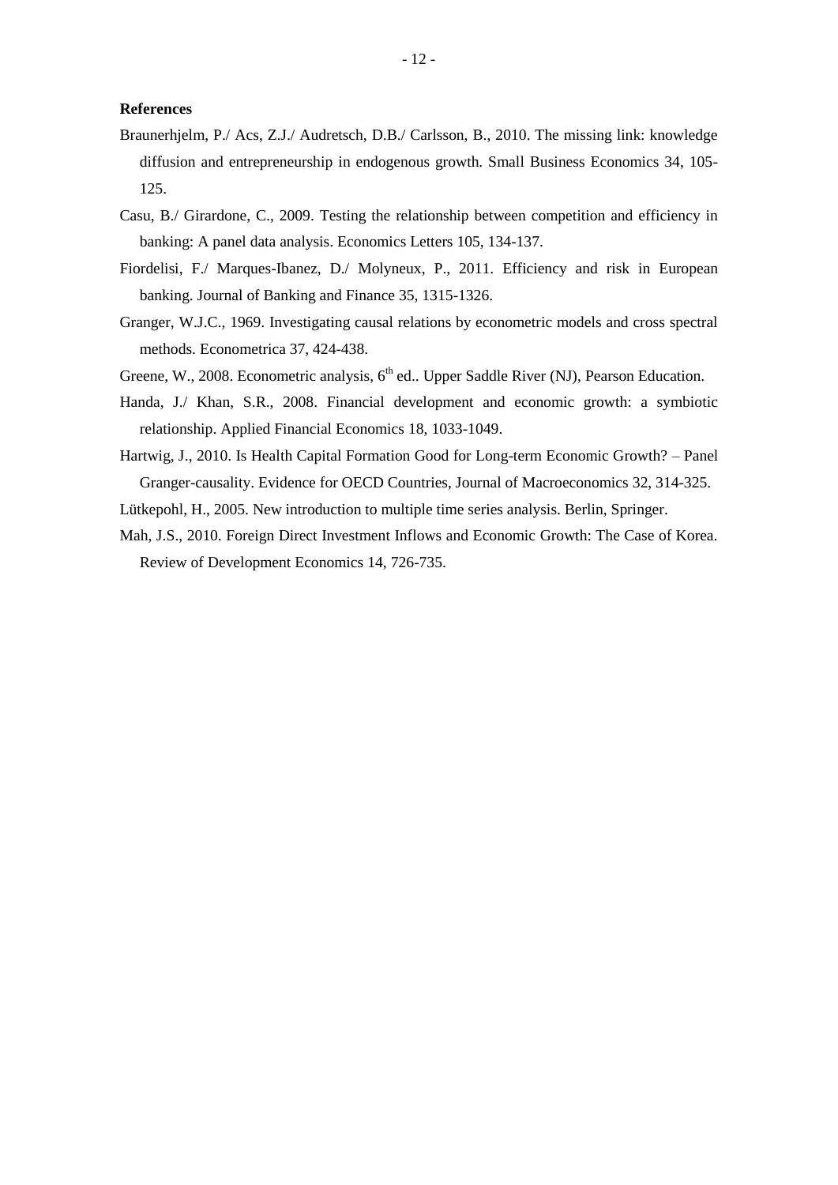**References**

Braunerhjelm, P./ Acs, Z.J./ Audretsch, D.B./ Carlsson, B., 2010. The missing link: knowledge diffusion and entrepreneurship in endogenous growth. Small Business Economics 34, 105-125.

Casu, B./ Girardone, C., 2009. Testing the relationship between competition and efficiency in banking: A panel data analysis. Economics Letters 105, 134-137.

Fiordelisi, F./ Marques-Ibanez, D./ Molyneux, P., 2011. Efficiency and risk in European banking. Journal of Banking and Finance 35, 1315-1326.

Granger, W.J.C., 1969. Investigating causal relations by econometric models and cross spectral methods. Econometrica 37, 424-438.

Greene, W., 2008. Econometric analysis, 6th ed.. Upper Saddle River (NJ), Pearson Education.

Handa, J./ Khan, S.R., 2008. Financial development and economic growth: a symbiotic relationship. Applied Financial Economics 18, 1033-1049.

Hartwig, J., 2010. Is Health Capital Formation Good for Long-term Economic Growth? – Panel Granger-causality. Evidence for OECD Countries, Journal of Macroeconomics 32, 314-325.

Lütkepohl, H., 2005. New introduction to multiple time series analysis. Berlin, Springer.

Mah, J.S., 2010. Foreign Direct Investment Inflows and Economic Growth: The Case of Korea. Review of Development Economics 14, 726-735.